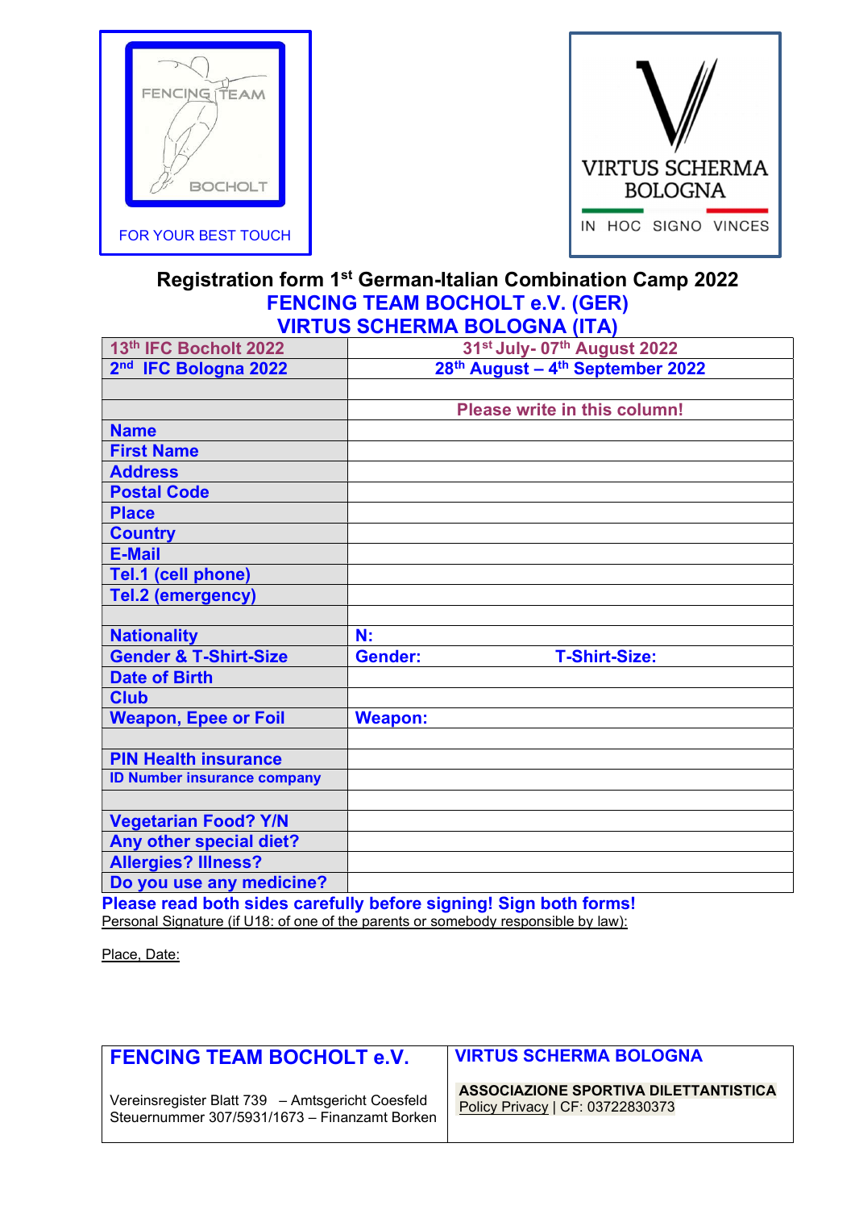FENCING TEAM BOCHOLT

FOR YOUR BEST TOUCH

VIRTUS SCHERMA BOLOGNA

IN HOC SIGNO VINCES

# Registration form 1st German-Italian Combination Camp 2022

## FENCING TEAM BOCHOLT e.V. (GER)

## VIRTUS SCHERMA BOLOGNA (ITA)

| 13th IFC Bocholt 2022 | 31st July- 07th August 2022 |
|---|---|
| 2nd IFC Bologna 2022 | 28th August – 4th September 2022 |
| | |
| | Please write in this column! |
| Name | |
| First Name | |
| Address | |
| Postal Code | |
| Place | |
| Country | |
| E-Mail | |
| Tel.1 (cell phone) | |
| Tel.2 (emergency) | |
| | |
| Nationality | N: |
| Gender & T-Shirt-Size | Gender: T-Shirt-Size: |
| Date of Birth | |
| Club | |
| Weapon, Epee or Foil | Weapon: |
| | |
| PIN Health insurance | |
| ID Number insurance company | |
| | |
| Vegetarian Food? Y/N | |
| Any other special diet? | |
| Allergies? Illness? | |
| Do you use any medicine? | |

**Please read both sides carefully before signing! Sign both forms!**

Personal Signature (if U18: of one of the parents or somebody responsible by law):

Place, Date:

| FENCING TEAM BOCHOLT e.V. | VIRTUS SCHERMA BOLOGNA |
|---|---|
| Vereinsregister Blatt 739 – Amtsgericht Coesfeld<br>Steuernummer 307/5931/1673 – Finanzamt Borken | ASSOCIAZIONE SPORTIVA DILETTANTISTICA<br>Policy Privacy \| CF: 03722830373 |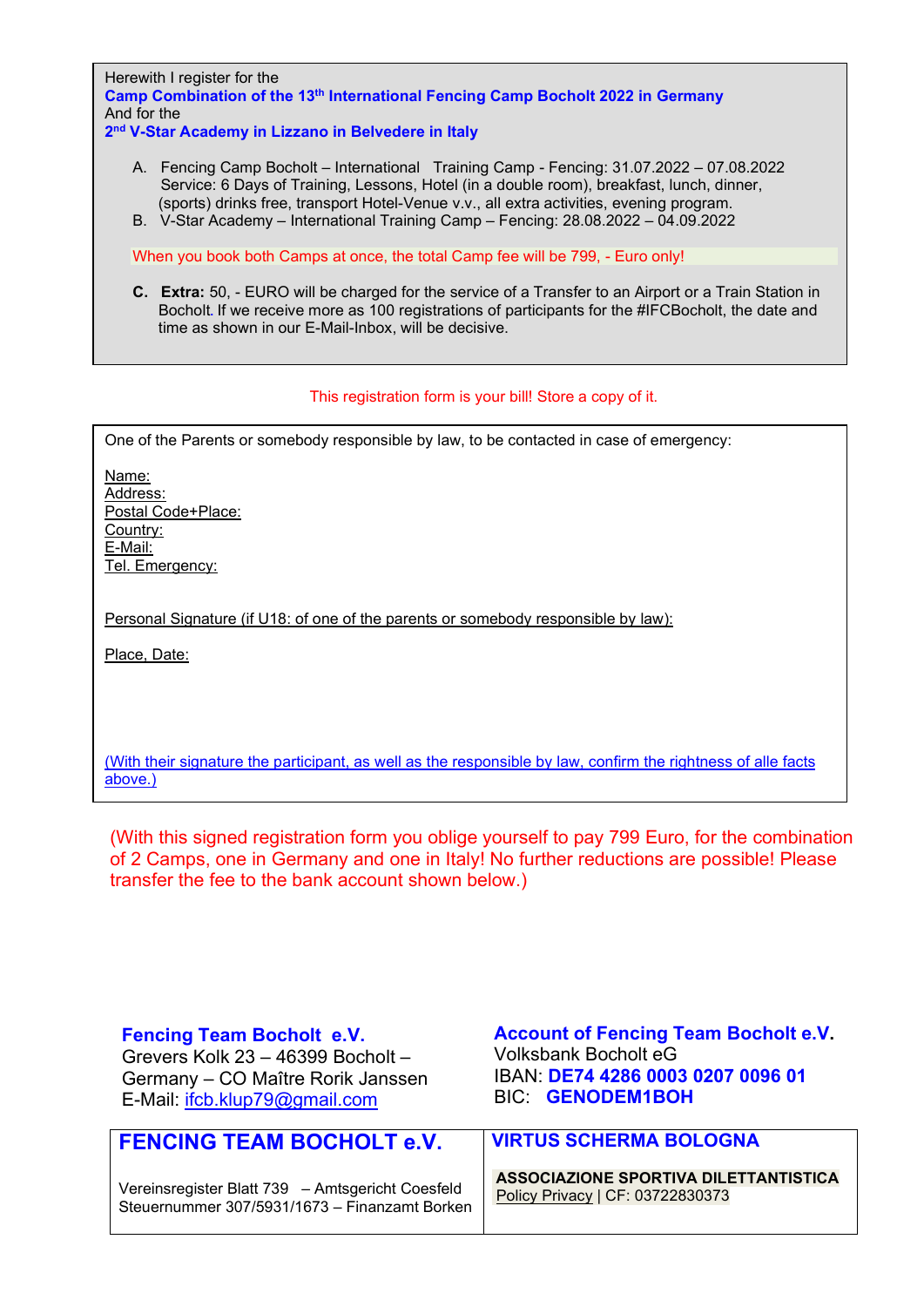Herewith I register for the
**Camp Combination of the 13th International Fencing Camp Bocholt 2022 in Germany**
And for the
**2nd V-Star Academy in Lizzano in Belvedere in Italy**

A. Fencing Camp Bocholt – International Training Camp - Fencing: 31.07.2022 – 07.08.2022
   Service: 6 Days of Training, Lessons, Hotel (in a double room), breakfast, lunch, dinner, (sports) drinks free, transport Hotel-Venue v.v., all extra activities, evening program.
B. V-Star Academy – International Training Camp – Fencing: 28.08.2022 – 04.09.2022

When you book both Camps at once, the total Camp fee will be 799, - Euro only!

C. **Extra:** 50, - EURO will be charged for the service of a Transfer to an Airport or a Train Station in Bocholt. If we receive more as 100 registrations of participants for the #IFCBocholt, the date and time as shown in our E-Mail-Inbox, will be decisive.

This registration form is your bill! Store a copy of it.

One of the Parents or somebody responsible by law, to be contacted in case of emergency:

Name:
Address:
Postal Code+Place:
Country:
E-Mail:
Tel. Emergency:

Personal Signature (if U18: of one of the parents or somebody responsible by law):

Place, Date:

(With their signature the participant, as well as the responsible by law, confirm the rightness of alle facts above.)

(With this signed registration form you oblige yourself to pay 799 Euro, for the combination of 2 Camps, one in Germany and one in Italy! No further reductions are possible! Please transfer the fee to the bank account shown below.)

**Fencing Team Bocholt e.V.**
Grevers Kolk 23 – 46399 Bocholt – Germany – CO Maître Rorik Janssen
E-Mail: ifcb.klup79@gmail.com

**Account of Fencing Team Bocholt e.V.**
Volksbank Bocholt eG
IBAN: **DE74 4286 0003 0207 0096 01**
BIC: **GENODEM1BOH**

**FENCING TEAM BOCHOLT e.V.**
Vereinsregister Blatt 739 – Amtsgericht Coesfeld
Steuernummer 307/5931/1673 – Finanzamt Borken

**VIRTUS SCHERMA BOLOGNA**
**ASSOCIAZIONE SPORTIVA DILETTANTISTICA**
Policy Privacy | CF: 03722830373